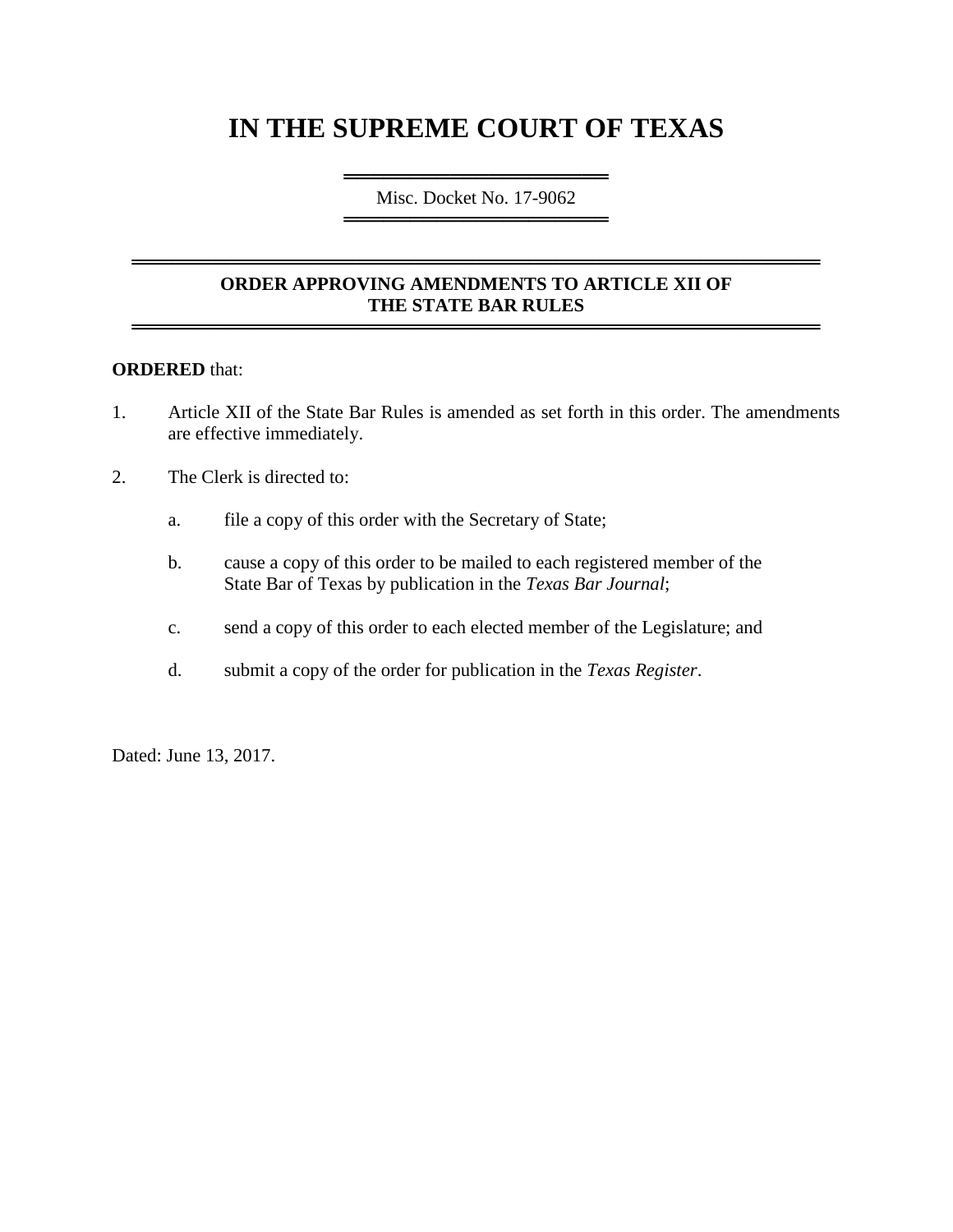# IN THE SUPREME COURT OF TEXAS

Misc. Docket No. 17-9062

## ORDER APPROVING AMENDMENTS TO ARTICLE XII OF THE STATE BAR RULES

**ORDERED** that:

1. Article XII of the State Bar Rules is amended as set forth in this order. The amendments are effective immediately.

2. The Clerk is directed to:

   a. file a copy of this order with the Secretary of State;

   b. cause a copy of this order to be mailed to each registered member of the State Bar of Texas by publication in the *Texas Bar Journal*;

   c. send a copy of this order to each elected member of the Legislature; and

   d. submit a copy of the order for publication in the *Texas Register*.

Dated: June 13, 2017.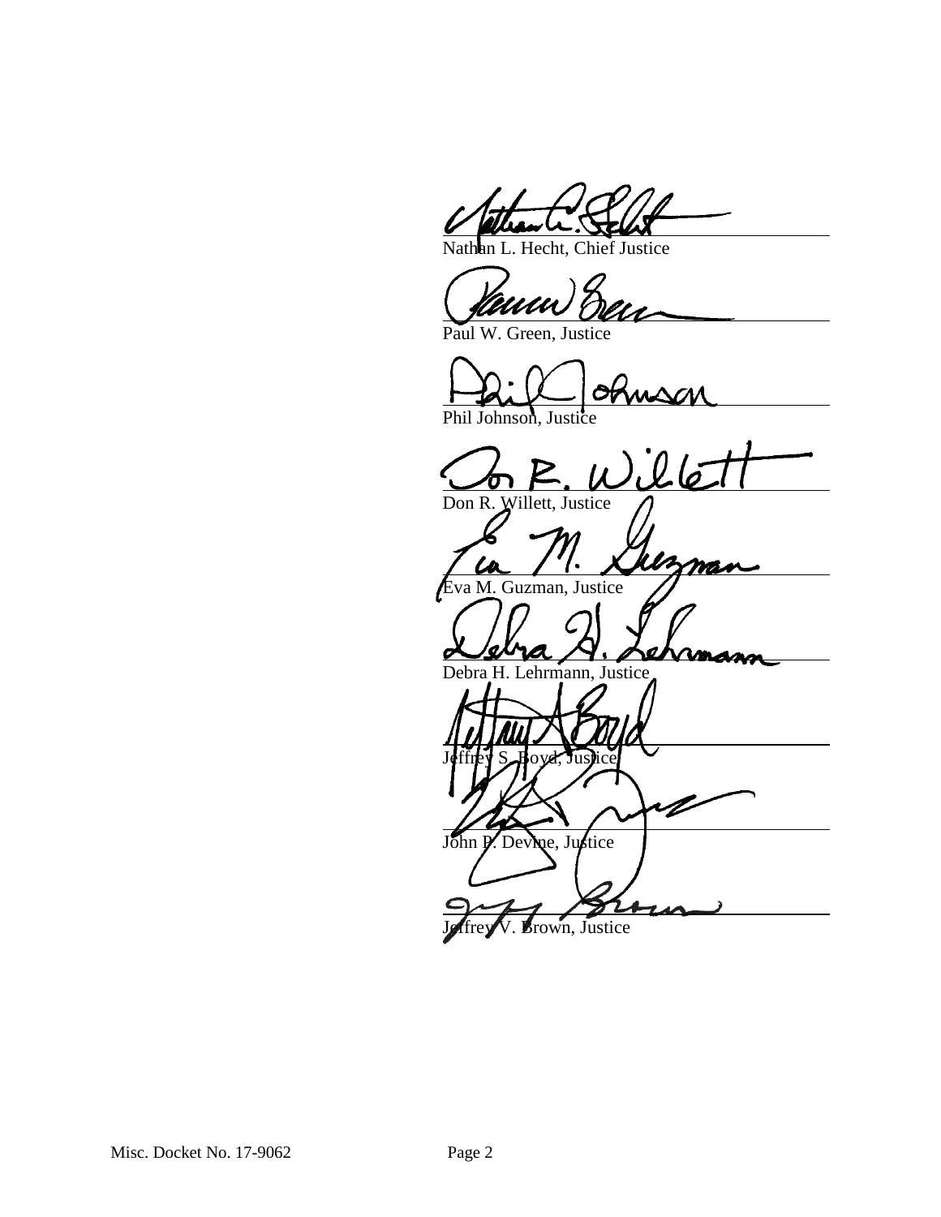Nathan L. Hecht, Chief Justice

Paul W. Green, Justice

Phil Johnson, Justice

Don R. Willett, Justice

Eva M. Guzman, Justice

Debra H. Lehrmann, Justice

Jeffrey S. Boyd, Justice

John P. Devine, Justice

Jeffrey V. Brown, Justice

Misc. Docket No. 17-9062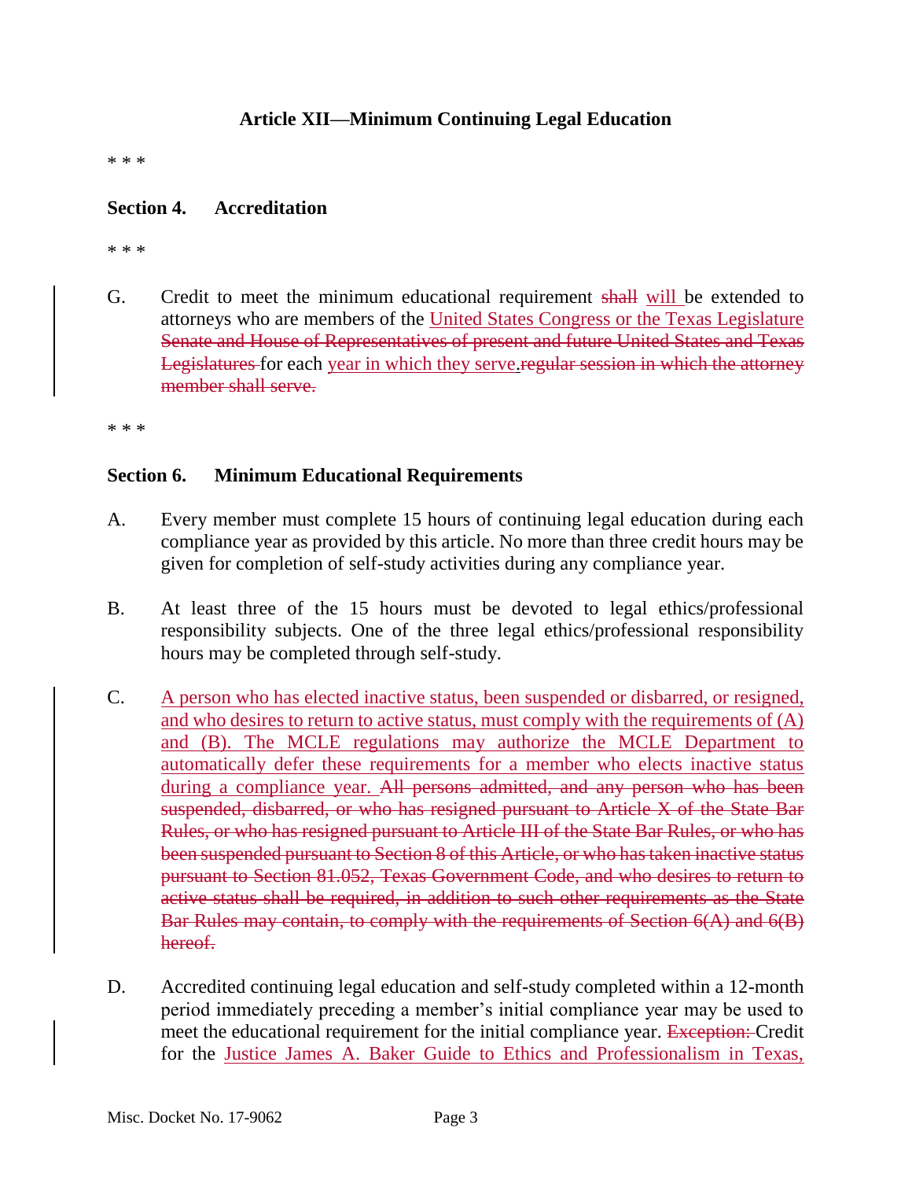### Article XII—Minimum Continuing Legal Education

\* \* \*

**Section 4. Accreditation**

\* \* \*

G. Credit to meet the minimum educational requirement ~~shall~~ <u>will</u> be extended to attorneys who are members of the <u>United States Congress or the Texas Legislature</u> ~~Senate and House of Representatives of present and future United States and Texas Legislatures~~ for each <u>year in which they serve</u>.~~regular session in which the attorney member shall serve.~~

\* \* \*

**Section 6. Minimum Educational Requirements**

A. Every member must complete 15 hours of continuing legal education during each compliance year as provided by this article. No more than three credit hours may be given for completion of self-study activities during any compliance year.

B. At least three of the 15 hours must be devoted to legal ethics/professional responsibility subjects. One of the three legal ethics/professional responsibility hours may be completed through self-study.

C. <u>A person who has elected inactive status, been suspended or disbarred, or resigned, and who desires to return to active status, must comply with the requirements of (A) and (B). The MCLE regulations may authorize the MCLE Department to automatically defer these requirements for a member who elects inactive status during a compliance year.</u> ~~All persons admitted, and any person who has been suspended, disbarred, or who has resigned pursuant to Article X of the State Bar Rules, or who has resigned pursuant to Article III of the State Bar Rules, or who has been suspended pursuant to Section 8 of this Article, or who has taken inactive status pursuant to Section 81.052, Texas Government Code, and who desires to return to active status shall be required, in addition to such other requirements as the State Bar Rules may contain, to comply with the requirements of Section 6(A) and 6(B) hereof.~~

D. Accredited continuing legal education and self-study completed within a 12-month period immediately preceding a member's initial compliance year may be used to meet the educational requirement for the initial compliance year. ~~Exception:~~ Credit for the <u>Justice James A. Baker Guide to Ethics and Professionalism in Texas,</u>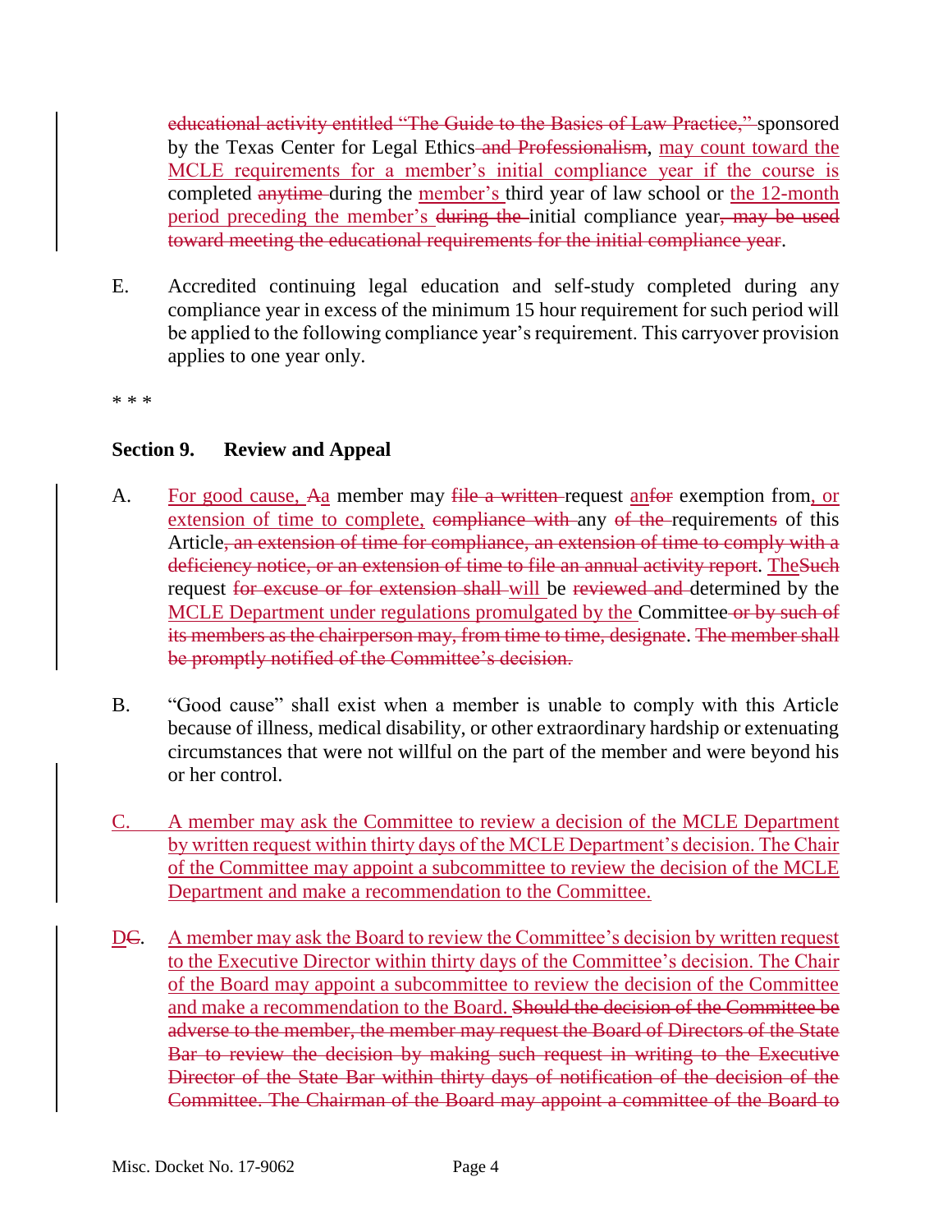~~educational activity entitled "The Guide to the Basics of Law Practice,"~~ sponsored by the Texas Center for Legal Ethics ~~and Professionalism~~, <u>may count toward the MCLE requirements for a member's initial compliance year if the course is</u> completed ~~anytime~~ during the <u>member's</u> third year of law school or <u>the 12-month period preceding the member's</u> ~~during the~~ initial compliance year~~, may be used toward meeting the educational requirements for the initial compliance year~~.

E. Accredited continuing legal education and self-study completed during any compliance year in excess of the minimum 15 hour requirement for such period will be applied to the following compliance year's requirement. This carryover provision applies to one year only.

\* \* \*

### Section 9. Review and Appeal

A. <u>For good cause,</u> ~~A~~<u>a</u> member may ~~file a written~~ request <u>an</u>~~for~~ exemption from<u>, or extension of time to complete,</u> ~~compliance with~~ any ~~of the~~ requirement~~s~~ of this Article~~, an extension of time for compliance, an extension of time to comply with a deficiency notice, or an extension of time to file an annual activity report~~. <u>The</u>~~Such~~ request ~~for excuse or for extension shall~~ <u>will</u> be ~~reviewed and~~ determined by the <u>MCLE Department under regulations promulgated by the</u> Committee ~~or by such of its members as the chairperson may, from time to time, designate~~. ~~The member shall be promptly notified of the Committee's decision.~~

B. "Good cause" shall exist when a member is unable to comply with this Article because of illness, medical disability, or other extraordinary hardship or extenuating circumstances that were not willful on the part of the member and were beyond his or her control.

<u>C. A member may ask the Committee to review a decision of the MCLE Department by written request within thirty days of the MCLE Department's decision. The Chair of the Committee may appoint a subcommittee to review the decision of the MCLE Department and make a recommendation to the Committee.</u>

<u>D</u>~~C~~. <u>A member may ask the Board to review the Committee's decision by written request to the Executive Director within thirty days of the Committee's decision. The Chair of the Board may appoint a subcommittee to review the decision of the Committee and make a recommendation to the Board.</u> ~~Should the decision of the Committee be adverse to the member, the member may request the Board of Directors of the State Bar to review the decision by making such request in writing to the Executive Director of the State Bar within thirty days of notification of the decision of the Committee. The Chairman of the Board may appoint a committee of the Board to~~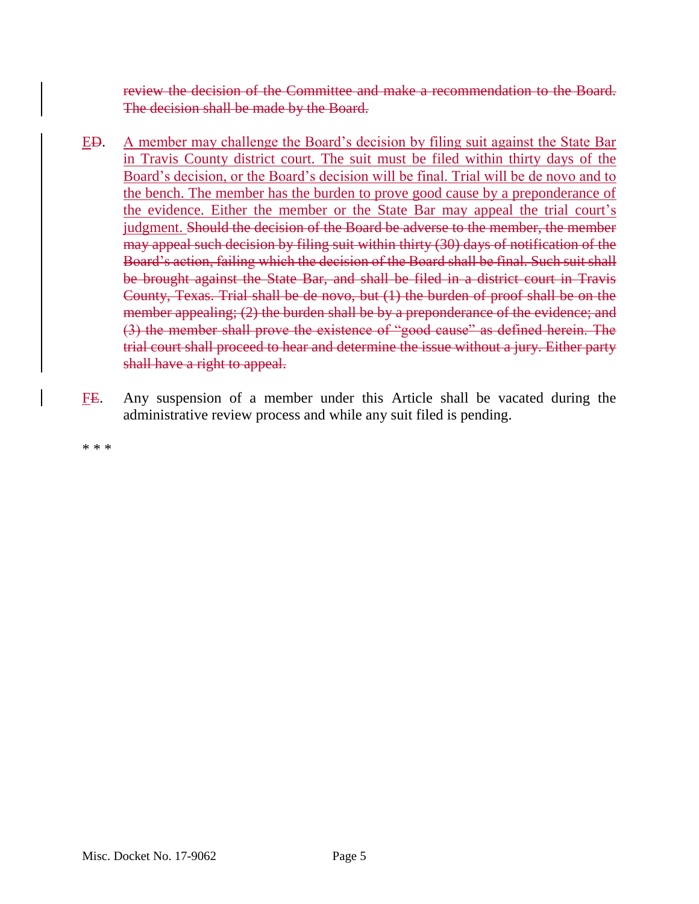~~review the decision of the Committee and make a recommendation to the Board. The decision shall be made by the Board.~~

E~~D~~. A member may challenge the Board's decision by filing suit against the State Bar in Travis County district court. The suit must be filed within thirty days of the Board's decision, or the Board's decision will be final. Trial will be de novo and to the bench. The member has the burden to prove good cause by a preponderance of the evidence. Either the member or the State Bar may appeal the trial court's judgment. ~~Should the decision of the Board be adverse to the member, the member may appeal such decision by filing suit within thirty (30) days of notification of the Board's action, failing which the decision of the Board shall be final. Such suit shall be brought against the State Bar, and shall be filed in a district court in Travis County, Texas. Trial shall be de novo, but (1) the burden of proof shall be on the member appealing; (2) the burden shall be by a preponderance of the evidence; and (3) the member shall prove the existence of "good cause" as defined herein. The trial court shall proceed to hear and determine the issue without a jury. Either party shall have a right to appeal.~~

F~~E~~. Any suspension of a member under this Article shall be vacated during the administrative review process and while any suit filed is pending.

\* \* \*

Misc. Docket No. 17-9062